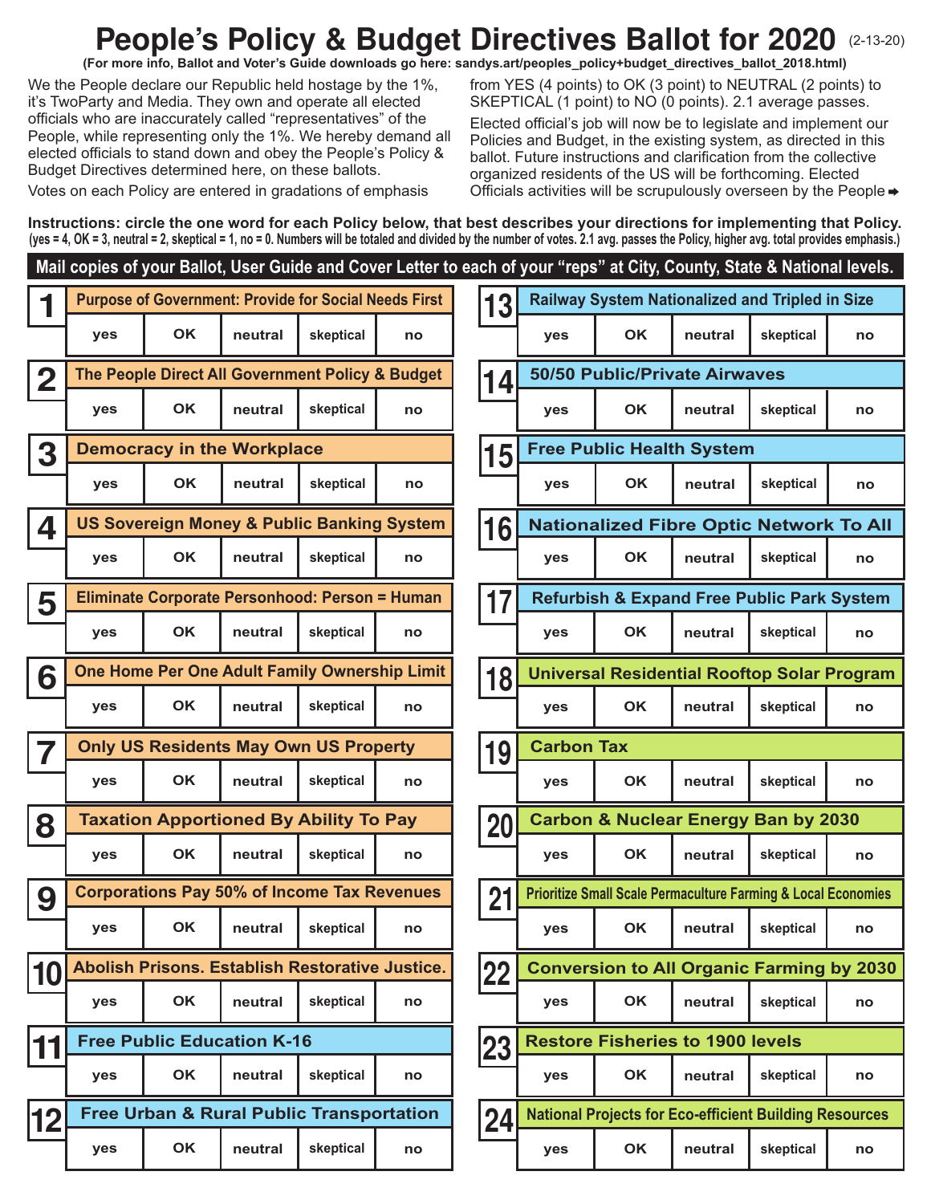# People's Policy & Budget Directives Ballot for 2020 (2-13-20)

**(For more info, Ballot and Voter's Guide downloads go here: sandys.art/peoples_policy+budget_directives_ballot_2018.html)**

We the People declare our Republic held hostage by the 1%, it's TwoParty and Media. They own and operate all elected officials who are inaccurately called "representatives" of the People, while representing only the 1%. We hereby demand all elected officials to stand down and obey the People's Policy & Budget Directives determined here, on these ballots.

Votes on each Policy are entered in gradations of emphasis from YES (4 points) to OK (3 point) to NEUTRAL (2 points) to SKEPTICAL (1 point) to NO (0 points). 2.1 average passes.

Elected official's job will now be to legislate and implement our Policies and Budget, in the existing system, as directed in this ballot. Future instructions and clarification from the collective organized residents of the US will be forthcoming. Elected Officials activities will be scrupulously overseen by the People ➡

**Instructions: circle the one word for each Policy below, that best describes your directions for implementing that Policy.**
**(yes = 4, OK = 3, neutral = 2, skeptical = 1, no = 0. Numbers will be totaled and divided by the number of votes. 2.1 avg. passes the Policy, higher avg. total provides emphasis.)**

**Mail copies of your Ballot, User Guide and Cover Letter to each of your "reps" at City, County, State & National levels.**

| # | Policy | | | | | |
|---|---|---|---|---|---|---|
| 1 | Purpose of Government: Provide for Social Needs First | yes | OK | neutral | skeptical | no |
| 2 | The People Direct All Government Policy & Budget | yes | OK | neutral | skeptical | no |
| 3 | Democracy in the Workplace | yes | OK | neutral | skeptical | no |
| 4 | US Sovereign Money & Public Banking System | yes | OK | neutral | skeptical | no |
| 5 | Eliminate Corporate Personhood: Person = Human | yes | OK | neutral | skeptical | no |
| 6 | One Home Per One Adult Family Ownership Limit | yes | OK | neutral | skeptical | no |
| 7 | Only US Residents May Own US Property | yes | OK | neutral | skeptical | no |
| 8 | Taxation Apportioned By Ability To Pay | yes | OK | neutral | skeptical | no |
| 9 | Corporations Pay 50% of Income Tax Revenues | yes | OK | neutral | skeptical | no |
| 10 | Abolish Prisons. Establish Restorative Justice. | yes | OK | neutral | skeptical | no |
| 11 | Free Public Education K-16 | yes | OK | neutral | skeptical | no |
| 12 | Free Urban & Rural Public Transportation | yes | OK | neutral | skeptical | no |
| 13 | Railway System Nationalized and Tripled in Size | yes | OK | neutral | skeptical | no |
| 14 | 50/50 Public/Private Airwaves | yes | OK | neutral | skeptical | no |
| 15 | Free Public Health System | yes | OK | neutral | skeptical | no |
| 16 | Nationalized Fibre Optic Network To All | yes | OK | neutral | skeptical | no |
| 17 | Refurbish & Expand Free Public Park System | yes | OK | neutral | skeptical | no |
| 18 | Universal Residential Rooftop Solar Program | yes | OK | neutral | skeptical | no |
| 19 | Carbon Tax | yes | OK | neutral | skeptical | no |
| 20 | Carbon & Nuclear Energy Ban by 2030 | yes | OK | neutral | skeptical | no |
| 21 | Prioritize Small Scale Permaculture Farming & Local Economies | yes | OK | neutral | skeptical | no |
| 22 | Conversion to All Organic Farming by 2030 | yes | OK | neutral | skeptical | no |
| 23 | Restore Fisheries to 1900 levels | yes | OK | neutral | skeptical | no |
| 24 | National Projects for Eco-efficient Building Resources | yes | OK | neutral | skeptical | no |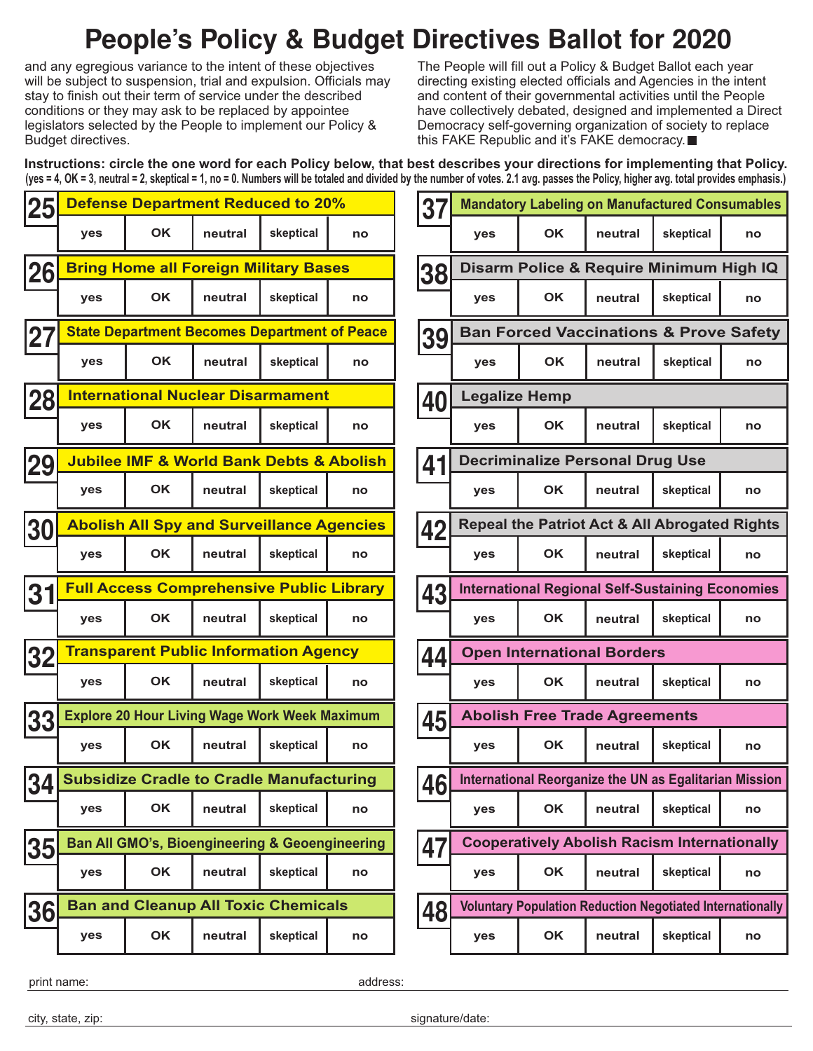# People's Policy & Budget Directives Ballot for 2020

and any egregious variance to the intent of these objectives will be subject to suspension, trial and expulsion. Officials may stay to finish out their term of service under the described conditions or they may ask to be replaced by appointee legislators selected by the People to implement our Policy & Budget directives.

The People will fill out a Policy & Budget Ballot each year directing existing elected officials and Agencies in the intent and content of their governmental activities until the People have collectively debated, designed and implemented a Direct Democracy self-governing organization of society to replace this FAKE Republic and it's FAKE democracy. ■

**Instructions: circle the one word for each Policy below, that best describes your directions for implementing that Policy.**
**(yes = 4, OK = 3, neutral = 2, skeptical = 1, no = 0. Numbers will be totaled and divided by the number of votes. 2.1 avg. passes the Policy, higher avg. total provides emphasis.)**

| # | Policy | | | | | |
|---|---|---|---|---|---|---|
| 25 | Defense Department Reduced to 20% | yes | OK | neutral | skeptical | no |
| 26 | Bring Home all Foreign Military Bases | yes | OK | neutral | skeptical | no |
| 27 | State Department Becomes Department of Peace | yes | OK | neutral | skeptical | no |
| 28 | International Nuclear Disarmament | yes | OK | neutral | skeptical | no |
| 29 | Jubilee IMF & World Bank Debts & Abolish | yes | OK | neutral | skeptical | no |
| 30 | Abolish All Spy and Surveillance Agencies | yes | OK | neutral | skeptical | no |
| 31 | Full Access Comprehensive Public Library | yes | OK | neutral | skeptical | no |
| 32 | Transparent Public Information Agency | yes | OK | neutral | skeptical | no |
| 33 | Explore 20 Hour Living Wage Work Week Maximum | yes | OK | neutral | skeptical | no |
| 34 | Subsidize Cradle to Cradle Manufacturing | yes | OK | neutral | skeptical | no |
| 35 | Ban All GMO's, Bioengineering & Geoengineering | yes | OK | neutral | skeptical | no |
| 36 | Ban and Cleanup All Toxic Chemicals | yes | OK | neutral | skeptical | no |
| 37 | Mandatory Labeling on Manufactured Consumables | yes | OK | neutral | skeptical | no |
| 38 | Disarm Police & Require Minimum High IQ | yes | OK | neutral | skeptical | no |
| 39 | Ban Forced Vaccinations & Prove Safety | yes | OK | neutral | skeptical | no |
| 40 | Legalize Hemp | yes | OK | neutral | skeptical | no |
| 41 | Decriminalize Personal Drug Use | yes | OK | neutral | skeptical | no |
| 42 | Repeal the Patriot Act & All Abrogated Rights | yes | OK | neutral | skeptical | no |
| 43 | International Regional Self-Sustaining Economies | yes | OK | neutral | skeptical | no |
| 44 | Open International Borders | yes | OK | neutral | skeptical | no |
| 45 | Abolish Free Trade Agreements | yes | OK | neutral | skeptical | no |
| 46 | International Reorganize the UN as Egalitarian Mission | yes | OK | neutral | skeptical | no |
| 47 | Cooperatively Abolish Racism Internationally | yes | OK | neutral | skeptical | no |
| 48 | Voluntary Population Reduction Negotiated Internationally | yes | OK | neutral | skeptical | no |

print name: ______________________ address: ______________________

city, state, zip: ______________________ signature/date: ______________________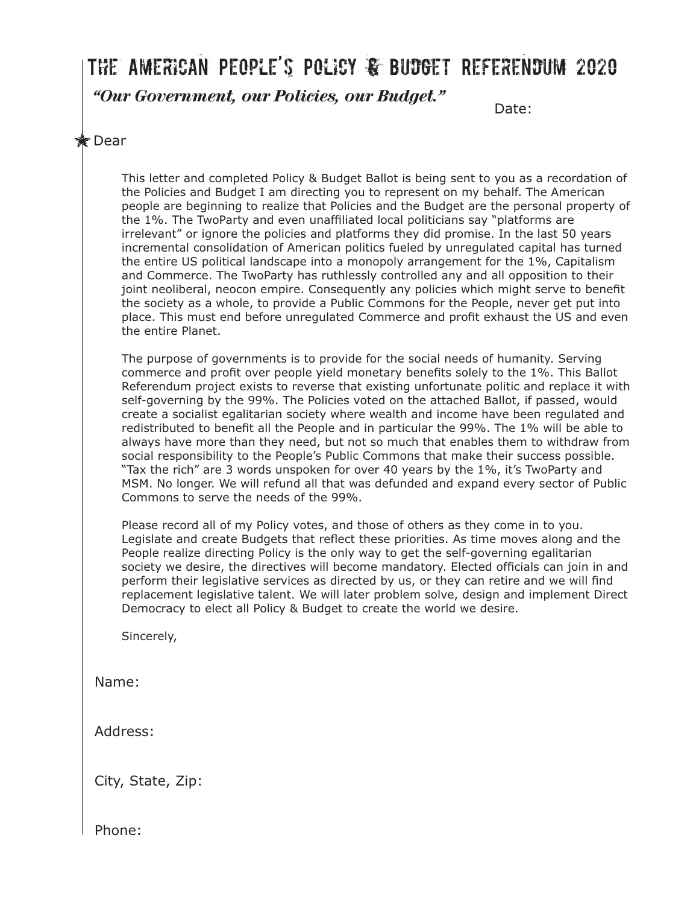# The American People's Policy & Budget Referendum 2020

*"Our Government, our Policies, our Budget."*

Date:

★ Dear

This letter and completed Policy & Budget Ballot is being sent to you as a recordation of the Policies and Budget I am directing you to represent on my behalf. The American people are beginning to realize that Policies and the Budget are the personal property of the 1%. The TwoParty and even unaffiliated local politicians say "platforms are irrelevant" or ignore the policies and platforms they did promise. In the last 50 years incremental consolidation of American politics fueled by unregulated capital has turned the entire US political landscape into a monopoly arrangement for the 1%, Capitalism and Commerce. The TwoParty has ruthlessly controlled any and all opposition to their joint neoliberal, neocon empire. Consequently any policies which might serve to benefit the society as a whole, to provide a Public Commons for the People, never get put into place. This must end before unregulated Commerce and profit exhaust the US and even the entire Planet.

The purpose of governments is to provide for the social needs of humanity. Serving commerce and profit over people yield monetary benefits solely to the 1%. This Ballot Referendum project exists to reverse that existing unfortunate politic and replace it with self-governing by the 99%. The Policies voted on the attached Ballot, if passed, would create a socialist egalitarian society where wealth and income have been regulated and redistributed to benefit all the People and in particular the 99%. The 1% will be able to always have more than they need, but not so much that enables them to withdraw from social responsibility to the People's Public Commons that make their success possible. "Tax the rich" are 3 words unspoken for over 40 years by the 1%, it's TwoParty and MSM. No longer. We will refund all that was defunded and expand every sector of Public Commons to serve the needs of the 99%.

Please record all of my Policy votes, and those of others as they come in to you. Legislate and create Budgets that reflect these priorities. As time moves along and the People realize directing Policy is the only way to get the self-governing egalitarian society we desire, the directives will become mandatory. Elected officials can join in and perform their legislative services as directed by us, or they can retire and we will find replacement legislative talent. We will later problem solve, design and implement Direct Democracy to elect all Policy & Budget to create the world we desire.

Sincerely,

Name:

Address:

City, State, Zip:

Phone: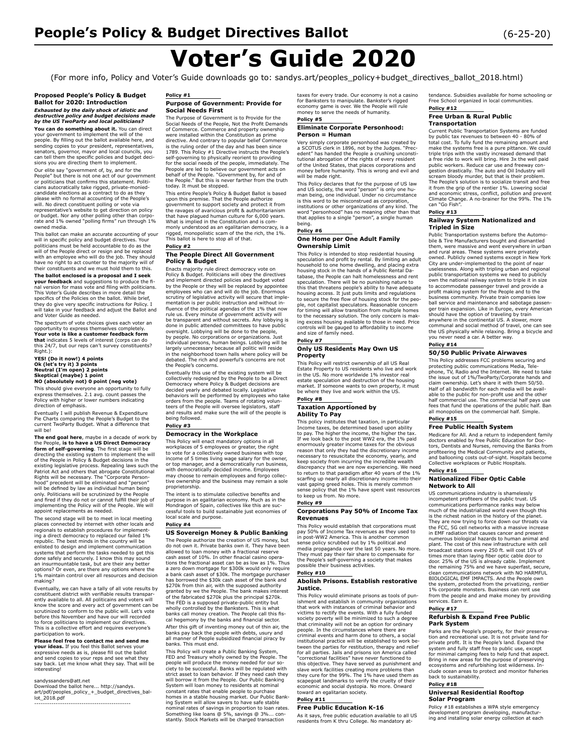# People's Policy & Budget Directives Ballot (6-25-20)

# Voter's Guide 2020

(For more info, Policy and Voter's Guide downloads go to: sandys.art/peoples_policy+budget_directives_ballot_2018.html)

### Proposed People's Policy & Budget Ballot for 2020: Introduction

***Exhausted by the daily shock of idiotic and destructive policy and budget decisions made by the US TwoParty and local politicians?***

**You can do something about it.** You can direct your government to implement the will of the people. By filling out the ballot available here, and sending copies to your president, representatives, senators, governor, mayor and local councils, you can tell them the specific policies and budget decisions you are directing them to implement.

Our elite say "government of, by, and for the People" but there is not one act of our government or politicians that confirms this statement. Politicians autocratically take rigged, private-moneyed-candidate elections as a contract to do as they please with no formal accounting of the People's will. No direct constituent polling or vote via representative's website to get direction on policy or budget. Nor any other polling other than corporate and 1% owned "polling firms" run through 1% owned media.

This ballot can make an accurate accounting of your will in specific policy and budget directives. Your politicians must be held accountable to do as the will of the People direct or resign and be replaced with an employee who will do the job. They should have no right to act counter to the majority will of their constituents and we must hold them to this.

**The ballot enclosed is a proposal and I seek your feedback** and suggestions to produce the final version for mass vote and filing with politicians. This Voter's Guide describes in more detail the specifics of the Policies on the ballot. While brief, they do give very specific instructions for Policy. I will take in your feedback and adjust the Ballot and and Voter Guide as needed.

The spectrum of vote choices gives each voter an opportunity to express themselves completely. **Your vote is like a customer feedback form that** indicates 5 levels of interest (corps can do this 24/7, but our reps can't survey constituents? Right.):

**YES! (Do it now!) 4 points**
**Ok (let's try it) 3 points**
**Neutral (I'm open) 2 points**
**Skeptical (maybe) 1 point**
**NO (absolutely not) 0 point (neg vote)**

This should give everyone an opportunity to fully express themselves. 2.1 avg. count passes the Policy with higher or lower numbers indicating direction of emphasis.

Eventually I will publish Revenue & Expenditure Pie Charts comparing the People's Budget to the current TwoParty Budget. What a difference that will be!

**The end goal here**, maybe in a decade of work by the People, **is to have a US Direct Democracy form of self-governing**. The first stage will be directing the existing system to implement the will of the People in Policy & Budget decisions in the existing legislative process. Repealing laws such the Patriot Act and others that abrogate Constitutional Rights will be necessary. The "Corporate Personhood" precedent will be eliminated and "person" will be defined by law as individual human being only. Politicians will be scrutinized by the People and fired if they do not or cannot fulfill their job of implementing the Policy will of the People. We will appoint replacements as needed.

The second stage will be to meet in local meeting places connected by internet with other locals and regionals to establish procedures for implementing a direct democracy to replaced our failed 1% republic. The best minds in the country will be enlisted to design and implement communication systems that perform the tasks needed to get this done safely and securely. I know this may sound an insurmountable task, but are their any better options? Or even, are there any options where the 1% maintain control over all resources and decision making?

Eventually, we can have a tally of all vote results by constituent district with verifiable results transparently available to all. All politicains and voters will know the score and every act of government can be scrutinized to conform to the public will. Let's vote before this November and have our will recorded to force politicians to implement our directives. This is a collective effort and requires everyone's participation to work.

**Please feel free to contact me and send me your ideas.** If you feel this Ballot serves your expressive needs as is, please fill out the ballot and send copies to your reps and see what they say back. Let me know what they say. That will be interesting!

sandyssanders@att.net
Download the ballot here... http://sandys.art/pdf/peoples_policy_+_budget_directives_ballot_2018.pdf

---

### Policy #1
#### Purpose of Government: Provide for Social Needs First

The Purpose of Government is to Provide for the Social Needs of the People, Not the Profit Demands of Commerce. Commerce and property ownership were installed within the Constitution as prime directive. And contrary to popular belief Commerce is the ruling order of the day and has been since 1789. This Policy #1 Directive instructs the People's self-governing to physically reorient to providing for the social needs of the people, immediately. The People are led to believe our government acts on behalf of the People. "Government by, for and of the People." But this is never farther from the truth today. It must be stopped.

This entire People's Policy & Budget Ballot is based upon this premise. That the People authorize government to support society and protect it from the ravages of avaricious profit & authoritarianism that have plagued human culture for 6,000 years. What is implied in the Constitution and is commonly understood as an egalitarian democracy, is a rigged, monopolistic scam of the rich, the 1%. This ballot is here to stop all of that.

### Policy #2
#### The People Direct All Government Policy & Budget

Enacts majority rule direct democracy vote on Policy & Budget. Politicians will obey the directives and implement directed policies and budget voted by the People or they will be replaced by appointee employees who can and will do the job. Enormous scrutiny of legislative activity will secure that implementation is per public instruction and without influence of the political agendas of the 1% that now rule us. Every minute of government activity will be transparent and without secrets. Any lobbying is done in public attended committees to have public oversight. Lobbying will be done to the people, by people. No corporations or organizations. Just individual persons, human beings. Lobbying will be largely unnecessary because all politic will reside in the neighborhood town halls where policy will be debated. The rich and powerful's concerns are not the People's concerns.

Eventually this use of the existing system will be collectively redesigned by the People to be a Direct Democracy where Policy & Budget decisions are decided yearly and debated locally. Legislative behaviors will be performed by employees who take orders from the people. Teams of rotating volunteers of the People will oversee legislators, staff and results and make sure the will of the people is being followed.

### Policy #3
#### Democracy in the Workplace

This Policy will enact mandatory options in all workplaces of 5 employees or greater, the right to vote for a collectively owned business with top income of 5 times living wage salary for the owner, or top manager, and a democratically run business, with democratically decided income. Employees may choose to remain employees and forgo collective ownership and the business may remain a sole proprietorship.

The intent is to stimulate collective benefits and purpose in an egalitarian economy. Much as in the Mondragon of Spain, collectives like this are successful tools to build sustainable just economies of local scale and purpose.

### Policy #4
#### US Sovereign Money & Public Banking

The People authorize the creation of US money, but do not own it. Private banks own it. They have been allowed to loan money with a fractional reserve cash asset of 10%. In other finacial casino operations the fractional asset can be as low as 1%. Thus a zero down mortgage for $300k would only require a bank cash asset of $30k. The mortgage purchaser has borrowed the $30k cash asset of the bank and $270k from thin air, with the supposed authority granted by we the People. The bank makes interest of the fabricated $270k plus the principal $270k. The FED is a supposed private-public entity but wholly controlled by the Banksters. This is what banks call money creation. The People call this fiscal hegemony by the banks and financial sector.

After this gift of inventing money out of thin air, the banks pay back the people with debts, usury and all manner of People subsidized financial piracy by banks. This must end.

This Policy will create a Public Banking System, FED and Treasury wholly owned by the People. The people will produce the money needed for our society to be successful. Banks will be regulated with strict asset to loan behavior. If they need cash they will borrow it from the People. Our Public Banking System will loan money to residents at nominal constant rates that enable people to purchase homes in a stable housing market. Our Public Banking System will allow savers to have safe stable nominal rates of savings in proportion to loan rates. Something like loans @ 5%, savings @ 3%... constantly. Stock Markets will be charged transaction taxes for every trade. Our economy is not a casino for Banksters to manipulate. Bankster's rigged economy game is over. We the People will rule money to serve the needs of humanity.

### Policy #5
#### Eliminate Corporate Personhood: Person = Human

Very simply corporate personhood was created by a SCOTUS clerk in 1896, not by the Judges. "Precedent" has handed the People a crushing unconstitutional abrogation of the rights of every resident of the United States, that places corporations and money before humanity. This is wrong and evil and will be made right.

This Policy declares that for the purpose of US law and US society, the word "person" is only one human being, one individual. Under no circumstance is this word to be misconstrued as corporation, institutions or other organizations of any kind. The word "personhood" has no meaning other than that that applies to a single "person", a single human being.

### Policy #6
#### One Home per One Adult Family Ownership Limit

This Policy is intended to stop residential housing speculation and profit by rental. By limiting an adult household to one home dwelling, and placing extra housing stock in the hands of a Public Rental Database, the People can halt homelessness and rent speculation. There will be no punishing nature to this that threatens people's ability to have adequate housing access. It just puts limits and regulations to secure the free flow of housing stock for the people, not capitalist speculators. Reasonable concern for timing will allow transition from multiple homes to the necessary solution. The only concern is making excess housing available to those in need. Price controls will be gauged to affordability to income and size of family need.

### Policy #7
#### Only US Residents May Own US Property

This Policy will restrict ownership of all US Real Estate Property to US residents who live and work in the US. No more worldwide 1% investor real estate speculation and destruction of the housing market. If someone wants to own property, it must be where they live and work within the US.

### Policy #8
#### Taxation Apportioned by Ability To Pay

This policy institutes that taxation, in particular Income taxes, be determined based upon ability to pay. The higher the income, the higher the tax. If we look back to the post WW2 era, the 1% paid enormously greater income taxes for the obvious reason that only they had the discretionary income necessary to resuscitate the economy, yearly, and keep society from incurring the incredible wealth discrepancy that we are now experiencing. We need to return to that paradigm after 40 years of the 1% scarfing up nearly all discretionary income into their vast gaping greed holes. This is merely common sense policy that the 1% have spent vast resources to keep us from. No more.

### Policy #9
#### Corporations Pay 50% of Income Tax Revenues

This Policy would establish that corporations must pay 50% of Income Tax revenues as they used to in post-WW2 America. This is another common sense policy scrubbed out by 1% political and media propaganda over the last 50 years. No more. They must pay their fair share to compensate for the People's self-governing a society that makes possible their business activities.

### Policy #10
#### Abolish Prisons. Establish restorative Justice.

This Policy would eliminate prisons as tools of punishment and establish in community organizations that work with instances of criminal behavior and victims to rectify the events. With a fully funded society poverty will be minimized to such a degree that criminality will not be an option for ordinary people. In the circumstances where there are criminal events and harm done to others, a social institutional practice will be established to work between the parties for restitution, therapy and relief for all parties. Jails and prisons ion America called "correctional facilities" have never functioned to this objective. They have served as punishment and slave work facilities creating more problems than they cure for the 99%. The 1% have used them as scapegoat landmarks to verify the cruelty of their economic and social dystopia. No more. Onward toward an egalitarian society.

### Policy #11
#### Free Public Education K-16

As it says, free public education available to all US residents from K thru College. No mandatory attendance. Subsidies available for home schooling or Free School organized in local communities.

### Policy #12
#### Free Urban & Rural Public Transportation

Current Public Transportation Systems are funded by public tax revenues to between 40 - 80% of total cost. To fully fund the remaining amount and make the systems free is a pure pittance. We could triple trips with the vastly increased demand that a free ride to work will bring. Hire 3x the well paid public workers. Reduce car use and freeway congestion drastically. The auto and Oil Industry will scream bloody murder, but that is their problem. The People's solution is to socialize transit and free it from the grip of the rentier 1%. Lowering social and economic stress, conflict, pollution and prevent Climate Change. A no-brainer for the 99%. The 1% can "Go Fish".

### Policy #13
#### Railway System Nationalized and Tripled in Size

Public Transportation systems before the Automobile & Tire Manufacturers bought and dismantled them, were massive and went everywhere in urban and rural areas. These systems were privately owned. Publicly owned systems except in New York City are under-implemented to the point of near uselessness. Along with tripling urban and regional public transportation systems we need to publicly own the national railway system to triple it in size to accommodate passenger travel and provide a profit making system for the People and to the business community. Private train companies low ball service and maintenance and sabotage passenger train expansion. Like in Europe, every American should have the option of traveling by train anywhere in the continental US. A slower, more communal and social method of travel, one can see the US physically while relaxing. Bring a bicycle and you never need a car. A better way.

### Policy #14
#### 50/50 Public Private Airwaves

This Policy addresses FCC problems securing and protecting public communications Media, Telephone, TV, Radio and the Internet. We need to take the issue out of 1%/TwoParty/Corporate hands and claim ownership. Let's share it with them 50/50. Half of all bandwidth for each media will be available to the public for non-profit use and the other half commercial use. The commercial half pays use fees that fund the operations of the public half. Ban all monopolies on the commercial half. Simple.

### Policy #15
#### Free Public Health System

Medicare for All. And a return to independent family doctors enabled by free Public Education for Doctors, Dentists and Nurses, removing the Banks from profiteering the Medical Community and patients, and ballooning costs out-of-sight. Hospitals become Collective workplaces or Public Hospitals.

### Policy #16
#### Nationalized Fiber Optic Cable Network to All

US communications industry is shamelessly incompetent profiteers of the public trust. US communications performance ranks way below much of the industrialized world even though this is the richest nation in the history of the planet. They are now trying to force down our throats via the FCC, 5G cell networks with a massive increase in EMF radiation that causes cancer and present numerous biological hazards to human animal and plant. The cost of this new infrastructure with cell broadcast stations every 250 ft. will cost 10's of times more than laying fiber optic cable door to door. 25% of the US is already cable. Implement the remaining 75% and we have superfast, secure, clean communications network with NO HARMFUL BIOLOGICAL EMF IMPACTS. And the People own the system, protected from the privatizing, rentier 1% corporate monsters. Business can rent use from the people and and make money by providing services. Earn it.

### Policy #17
#### Refurbish & Expand Free Public Park System

Parks are the People's property, for their preservation and recreational use. It is not private land for private profit. It is the People's land. Expand the system and fully staff free to public use, except for minimal camping fees to help fund that aspect. Bring in new areas for the purpose of preserving ecosystems and refurbishing lost wilderness. Include ocean areas to protect and monitor fisheries back to sustainability.

### Policy #18
#### Universal Residential Rooftop Solar Program

Policy #18 establishes a WPA style emergency development program developing, manufacturing and installing solar energy collection at each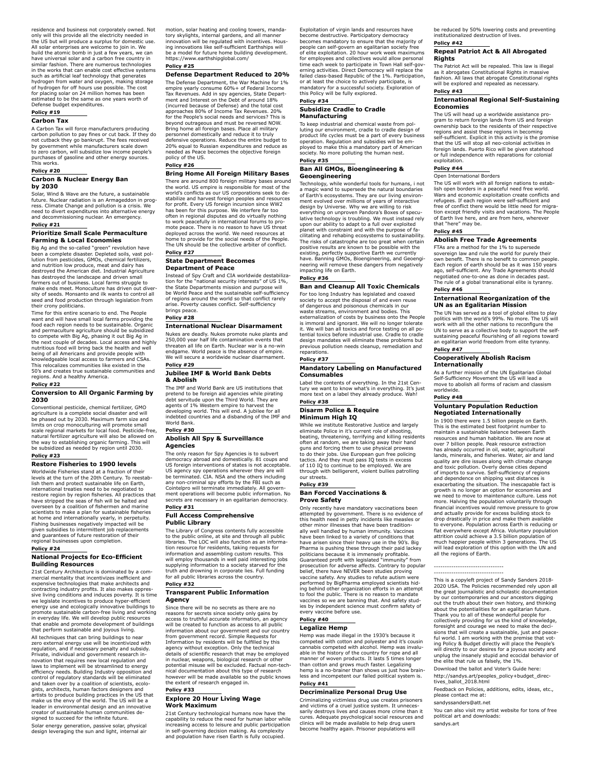residence and business not corporately owned. Not only will this provide all the electricity needed in the US but will produce a surplus for domestic use. All solar enterprises are welcome to join in. We build the atomic bomb in just a few years, we can have universal solar and a carbon free country in similar fashion. There are numerous technologies in the works that can enable cost effective systems such as artificial leaf technology that generates hydrogen from water and oxygen, making storage of hydrogen for off hours use possible. The cost for placing solar on 24 million homes has been estimated to be the same as one years worth of Defense budget expenditures.

**Policy #19**

### Carbon Tax

A Carbon Tax will force manufacturers producing carbon pollution to pay fines or cut back. If they do not cutback they go bankrupt. The fees received by government while manufacturers scale down to zero carbon, will subsidize low income people's purchases of gasoline and other energy sources. This works.

**Policy #20**

### Carbon & Nuclear Energy Ban by 2030

Solar, Wind & Wave are the future, a sustainable future. Nuclear radiation is an Armageddon in progress. Climate Change and pollution is a crisis. We need to divert expenditures into alternative energy and decommissioning nuclear. An emergency.

**Policy #21**

### Prioritize Small Scale Permaculture Farming & Local Economies

Big Ag and the so-called "green" revolution have been a complete disaster. Depleted soils, vast pollution from pesticides, GMOs, chemical fertilizers, and nutrition low produce, meat and dairy has destroyed the American diet. Industrial Agriculture has destroyed the landscape and driven small farmers out of business. Local farms struggle to make ends meet. Monoculture has driven out diversity of seeds. Monsanto and ilk wants to control all seed and food production through legislation from their crony politicians.

Time for this entire scenario to end. The People want and will have small local farms providing the food each region needs to be sustainable. Organic and permaculture agriculture should be subsidized to compete with Big Ag, phasing it out Big Ag in the next couple of decades. Local access and highly nutritious food will bring back the health and well being of all Americans and provide people with knowledgeable local access to farmers and CSAs. This relocalizes communities like existed in the 50's and creates true sustainable communities and regions. And a healthy America.

**Policy #22**

### Conversion to All Organic Farming by 2030

Conventional pesticide, chemical fertilizer, GMO agriculture is a complete social disaster and will be phased out by 2030. Maximum farm size and limits on crop monoculturing will promote small scale regional markets for local food. Pesticide-free, natural fertilizer agriculture will also be allowed on the way to establishing organic farming. This will be subsidized as needed by region until 2030.

**Policy #23**

### Restore Fisheries to 1900 levels

Worldwide Fisheries stand at a fraction of their levels at the turn of the 20th Century. To reestablish them and protect sustainable life on Earth, international treaties need to be negotiated to restore region by region fisheries. All practices that have stripped the seas of fish will be halted and overseen by a coalition of fishermen and marine scientists to make a plan for sustainable fisheries at home and internationally yearly, in perpetuity. Fishing businesses negatively impacted will be given subsidies to intermittent job replacements and guarantees of future restoration of their regional businesses upon completion.

**Policy #24**

### National Projects for Eco-Efficient Building Resources

21st Century Architecture is dominated by a commercial mentality that incentivizes inefficient and expensive technologies that make architects and contracting industry profits. It also makes oppressive living conditions and induces poverty. It is time we legislate incentives to produce hyper-efficient energy use and ecologically innovative buildings to promote sustainable carbon-free living and working in everyday life. We will develop public resources that enable and promote development of buildings that perform sustainable and joyous living.

All techniques that can bring buildings to near zero external energy use will be incentivized with regulation, and if necessary penalty and subsidy. Private, individual and government research innovation that requires new local regulation and laws to implement will be streamlined to energy efficiency needs. Building Industry opposition and control of regulatory standards will be eliminated and taken over by a coalition of scientists, ecologists, architects, human factors designers and artists to produce building practices in the US that make us the envy of the world. The US will be a leader in environmental design and an innovative creator of sustainable human communities designed to succeed for the infinite future.

Solar energy generation, passive solar, physical design leveraging the sun and light, internal air motion, solar heating and cooling towers, mandatory skylights, internal gardens, and all manner innovation will be regulated with incentives. Housing innovations like self-sufficient Earthships will be a model for future home building development. https://www.earthshipglobal.com/

**Policy #25**

### Defense Department Reduced to 20%

The Defense Department, the War Machine for 1% empire yearly consume 60%+ of Federal Income Tax Revenues. Add in spy agencies, State Department and Interest on the Debt of around 18% (incurred because of Defense) and the total cost approaches 80% of Income Tax Revenues. 20% for the People's social needs and services? This is beyond outrageous and must be reversed NOW. Bring home all foreign bases. Place all military personnel domestically and reduce it to truly defensive operations. Reduce the entire budget to 20% equal to Russian expenditures and reduce as needed as Peace becomes the objective foreign policy of the US.

**Policy #26**

### Bring Home All Foreign Military Bases

There are around 800 foreign military bases around the world. US empire is responsible for most of the world's conflicts as our US corporations seek to destabilize and harvest foreign peoples and resources for profit. Every US foreign incursion since WW2 has been for this purpose. We interfere far too often in regional disputes and do virtually nothing to work peacefully in international forums to promote peace. There is no reason to have US threat deployed across the world. We need resources at home to provide for the social needs of the People. The US should be the collective arbiter of conflict.

**Policy #27**

### State Department Becomes Department of Peace

Instead of Spy Craft and CIA worldwide destabilization for the "national security interests" of US 1%, the State Departments mission and purpose will be World Peace and the sustainable self-sufficiency of regions around the world so that conflict rarely arise. Poverty causes conflict. Self-sufficiency brings peace.

**Policy #28**

### International Nuclear Disarmament

Nukes are deadly. Nukes promote nuke plants and 250,000 year half life contamination events that threaten all life on Earth. Nuclear war is a no-win endgame. World peace is the absence of empire. We will secure a worldwide nuclear disarmament.

**Policy #29**

### Jubilee IMF & World Bank Debts & Abolish

The IMF and World Bank are US institutions that pretend to be foreign aid agencies while pirating debt servitude upon the Third World. They are agents of 1% Western empire to harvest the developing world. This will end. A jubilee for all indebted countries and a disbanding of the IMF and World Bank.

**Policy #30**

### Abolish All Spy & Surveillance Agencies

The only reason for Spy Agencies is to subvert democracy abroad and domestically. 81 coups and US foreign interventions of states is not acceptable. US agency spy operations wherever they are will be terminated. CIA. NSA and the others including any non-criminal spy efforts by the FBI such as Cointelpro will terminate immediately. All government operations will become public information. No secrets are necessary in an egalitarian democracy.

**Policy #31**

### Full Access Comprehensive Public Library

The Library of Congress contents fully accessible to the public online, at site and through all public libraries. The LOC will also function as an information resource for residents, taking requests for information and assembling custom results. This will employ thousands in well paid interesting jobs supplying information to a society starved for the truth and drowning in corporate lies. Full funding for all public libraries across the country.

**Policy #32**

### Transparent Public Information Agency

Since there will be no secrets as there are no reasons for secrets since society only gains by access to truthful accurate information, an agency will be created to function as access to all public information about our government and our country from government record. Simple Requests for Information by residents will be fulfilled by this agency without exception. Only the technical details of scientific research that may be employed in nuclear, weapons, biological research or other potential misuse will be excluded. Factual non-technical documentation about this type of research however will be made available so the public knows the extent of research engaged in.

**Policy #33**

### Explore 20 Hour Living Wage Work Maximum

21st Century technological humans now have the capability to reduce the need for human labor while increasing access to leisure and public participation in self-governing decision making. As complexity and population have risen Earth is fully occupied. Exploitation of virgin lands and resources have become destructive. Participatory democracy becomes mandatory to ensure that the majority of people can self-govern an egalitarian society free of elite exploitation. 20 hour work week maximums for employees and collectives would allow personal time each week to participate in Town Hall self-governing activities. Direct Democracy will replace the failed class-based Republic of the 1%. Participation, or at least the choice to actively participate, is mandatory for a successful society. Exploration of this Policy will be fully explored.

**Policy #34**

### Subsidize Cradle to Cradle Manufacturing

To keep industrial and chemical waste from polluting our environment, cradle to cradle design of product life cycles must be a part of every business operation. Regulation and subsidies will be employed to make this a mandatory part of American society. No more polluting the human nest.

**Policy #35**

### Ban All GMOs, Bioengineering & Geoengineering

Technology, while wonderful tools for humans, i not a magic wand to supersede the natural boundaries of Earth's ecosystems. They are our living environment evolved over millions of years of interactive design by Universe. Why we are willing to risk everything on unproven Pandora's Boxes of speculative technology is troubling. We must instead rely upon our ability to adapt to a full over exploited planet with constraint and with the purpose of facilitating and rehabing ecosystems to sustainability. The risks of catastrophe are too great when certain positive results are known to be possible with the existing, perfectly supportive Earth we currently have. Banning GMOs, Bioengineering, and Geoengineering will remove these dangers from negatively impacting life on Earth.

**Policy #36**

### Ban and Cleanup All Toxic Chemicals

For too long Industry has legislated and coaxed society to accept the disposal of and even reuse of dangerous and poisonous chemicals in our waste streams, environment and bodies. This externalization of costs by business onto the People is immoral and ignorant. We will no longer tolerate it. We will ban all toxics and force testing on all potential toxics before industrial use. Cradle to cradle design mandates will eliminate these problems but previous pollution needs cleanup, remediation and reparations.

**Policy #37**

### Mandatory Labeling on Manufactured Consumables

Label the contents of everything. In the 21st Century we want to know what's in everything. It's just more text on a label they already produce. Wah!

**Policy #38**

### Disarm Police & Require Minimum High IQ

While we institute Restorative Justice and largely eliminate Police in it's current role of shooting, beating, threatening, terrifying and killing residents often at random, we are taking away their hand guns and forcing them to use physical prowess to do their jobs. Use European gun free policing tactics. And they must pass IQ tests in excess of 110 IQ to continue to be employed. We are through with belligerent, violent bullies patrolling our streets.

**Policy #39**

### Ban Forced Vaccinations & Prove Safety

Only recently have mandatory vaccinations been attempted by government. There is no evidence of this health need in petty incidents like measles or other minor illnesses that have been traditionally well handled by human immunity. Vaccines have been linked to a variety of conditions that have arisen since their heavy use in the 90's. Big Pharma is pushing these through their paid lackey politicians because it is immensely profitable. Guaranteed profit with legislated "immunity" from prosecution for adverse affects. Contrary to popular belief, there have NEVER been studies proving vaccine safety. Any studies to refute autism were performed by BigPharma employed scientists hiding behind other organization efforts in an attempt to fool the public. There is no reason to mandate vaccines so we are banning that. And safety studies by independent science must confirm safety of every vaccine before use.

**Policy #40**

### Legalize Hemp

Hemp was made illegal in the 1930's because it competed with cotton and polyester and it's cousin cannabis competed with alcohol. Hemp was invaluable in the history of the country for rope and all manner of woven products. It lasts 5 times longer than cotton and grows much faster. Legalizing hemp is a no-brainer than shows us just how brainless and incompetent our failed political system is.

**Policy #41**

### Decriminalize Personal Drug Use

Criminalizing victimless drug use creates prisoners and enriches of a cruel justice system. It unnecessarily destroys lives and causes more crime than it cures. Adequate psychological social resources and clinics will be made available to help drug users become healthy again. Prisoner populations will be reduced by 50% lowering costs and preventing institutionalized destruction of lives.

**Policy #42**

### Repeal Patriot Act & All Abrogated Rights

The Patriot Act will be repealed. This law is illegal as it abrogates Constitutional Rights in massive fashion. All laws that abrogate Constitutional rights will be explored and repealed as necessary.

**Policy #43**

### International Regional Self-Sustaining Economies

The US will head up a worldwide assistance program to return foreign lands from US and foreign ownership back to the residents of their respective regions and assist these regions in becoming self-sufficient. Explicit in this activity is the promise that the US will stop all neo-colonial activities in foreign lands. Puerto Rico will be given statehood or full independence with reparations for colonial exploitation.

**Policy #44**

Open International Borders

The US will work with all foreign nations to establish open borders in a peaceful need free world. Wars and economic exploitation create conflicts and refugees. If each region were self-sufficient and free of conflict there would be little need for migration except friendly visits and vacations. The People of Earth live here, and are from here, wherever that "here" may be.

**Policy #45**

### Abolish Free Trade Agreements

FTAs are a method for the 1% to supersede sovereign law and rule the world for purely their own benefit. There is no benefit to common people. Each region of earth should be as it was 150 years ago, self-sufficient. Any Trade Agreements should negotiated one-to-one as done in decades past. The rule of a global transnational elite is tyranny.

**Policy #46**

### International Reorganization of the UN as an Egalitarian Mission

The UN has served as a tool of global elites to play politics with the world's 99%. No more. The US will work with all the other nations to reconfigure the UN to serve as a collective body to support the self-sustaining peaceful flourishing of all regions toward an egalitarian world freedom from elite tyranny.

**Policy #47**

### Cooperatively Abolish Racism Internationally

As a further mission of the UN Egalitarian Global Self-Sufficiency Movement the US will lead a move to abolish all forms of racism and classism worldwide.

**Policy #48**

### Voluntary Population Reduction Negotiated Internationally

In 1900 there were 1.5 billion people on Earth. This is the estimated best footprint number to maintain a sustainable balance between Earth resources and human habitation. We are now at over 7 billion people. Peak resource extraction has already occurred in oil, water, agricultural lands, minerals, and fisheries. Water, air and land quality are dire issues along with climate change and toxic pollution. Overly dense cities depend of imports to survive. Self-sufficiency of regions and dependence on shipping vast distances is exacerbating the situation. The inescapable fact is growth is no longer an option for economies and we need to move to maintenance culture. Less not more. Halving the population voluntarily through financial incentives would remove pressure to grow and actually provide for excess building stock to drop drastically in price and make them available to everyone. Population across Earth is reducing or flat everywhere except Africa. Voluntary population attrition could achieve a 3.5 billion population of much happier people within 3 generations. The US will lead exploration of this option with the UN and all the regions of Earth.

---

This is a copyleft project of Sandy Sanders 2018-2020 USA. The Policies recommended rely upon all the great journalistic and scholastic documentation by our contemporaries and our ancestors digging out the truth about their own history, and thinking about the potentialities for an egalitarian future. Thank you to all of these wonderful people for collectively providing for us the kind of knowledge, foresight and courage we need to make the decisions that will create a sustainable, just and peaceful world. I am working with the premise that voting Policy & Budget directly will place the People's will directly to our desires for a joyous society and unplug the insanely stupid and ecocidal behavior of the elite that rule us falsely, the 1%.

Download the ballot and Voter's Guide here:
http://sandys.art/peoples_policy+budget_directives_ballot_2018.html

Feedback on Policies, additions, edits, ideas, etc., please contact me at:

sandyssanders@att.net

You can also visit my artist website for tons of free political art and downloads:

sandys.art